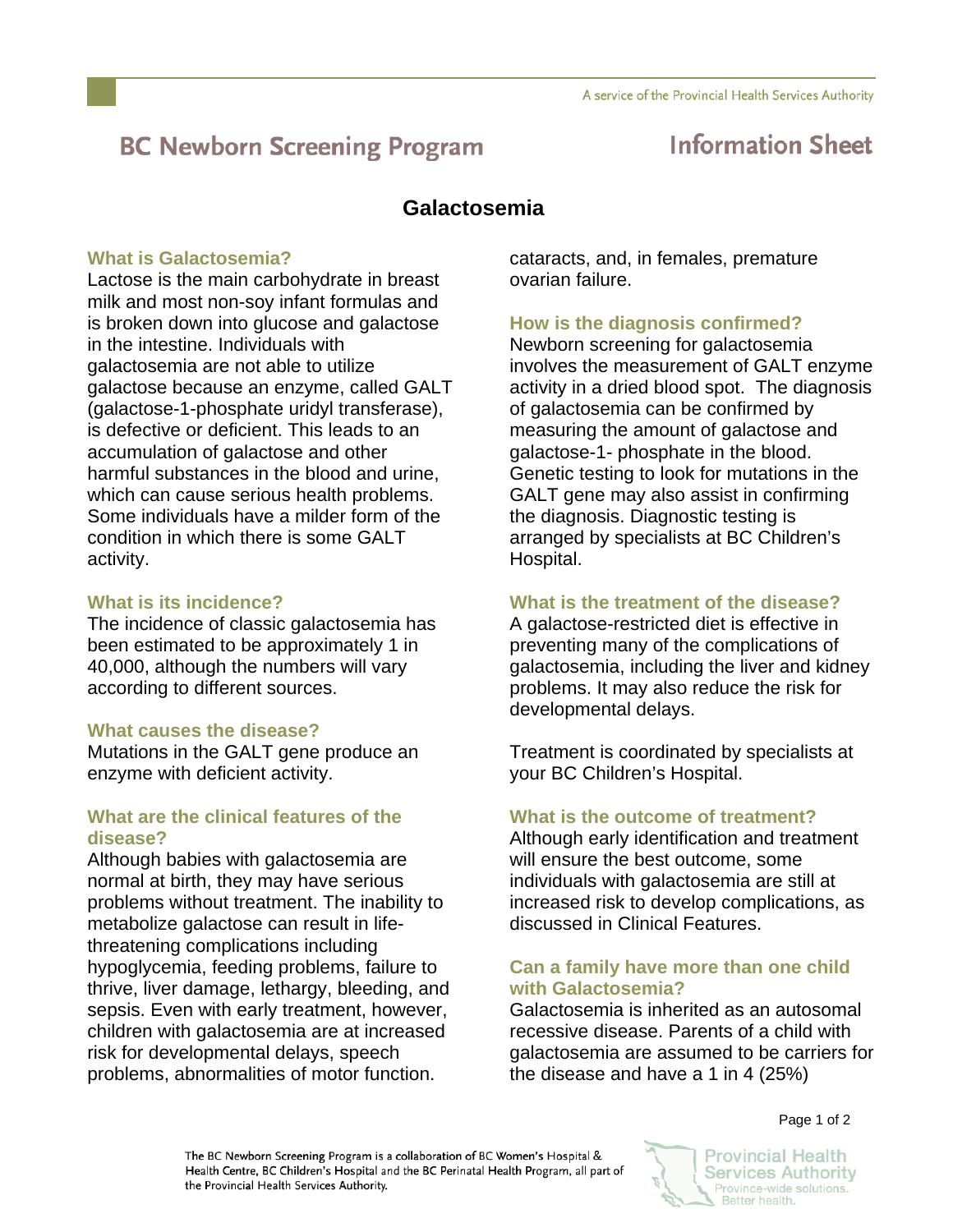# BC Newborn Screening Program

## Information Sheet

## Galactosemia

### What is Galactosemia?

Lactose is the main carbohydrate in breast milk and most non-soy infant formulas and is broken down into glucose and galactose in the intestine. Individuals with galactosemia are not able to utilize galactose because an enzyme, called GALT (galactose-1-phosphate uridyl transferase), is defective or deficient. This leads to an accumulation of galactose and other harmful substances in the blood and urine, which can cause serious health problems. Some individuals have a milder form of the condition in which there is some GALT activity.

### What is its incidence?

The incidence of classic galactosemia has been estimated to be approximately 1 in 40,000, although the numbers will vary according to different sources.

### What causes the disease?

Mutations in the GALT gene produce an enzyme with deficient activity.

### What are the clinical features of the disease?

Although babies with galactosemia are normal at birth, they may have serious problems without treatment. The inability to metabolize galactose can result in life-threatening complications including hypoglycemia, feeding problems, failure to thrive, liver damage, lethargy, bleeding, and sepsis. Even with early treatment, however, children with galactosemia are at increased risk for developmental delays, speech problems, abnormalities of motor function. cataracts, and, in females, premature ovarian failure.

### How is the diagnosis confirmed?

Newborn screening for galactosemia involves the measurement of GALT enzyme activity in a dried blood spot. The diagnosis of galactosemia can be confirmed by measuring the amount of galactose and galactose-1- phosphate in the blood. Genetic testing to look for mutations in the GALT gene may also assist in confirming the diagnosis. Diagnostic testing is arranged by specialists at BC Children's Hospital.

### What is the treatment of the disease?

A galactose-restricted diet is effective in preventing many of the complications of galactosemia, including the liver and kidney problems. It may also reduce the risk for developmental delays.

Treatment is coordinated by specialists at your BC Children's Hospital.

### What is the outcome of treatment?

Although early identification and treatment will ensure the best outcome, some individuals with galactosemia are still at increased risk to develop complications, as discussed in Clinical Features.

### Can a family have more than one child with Galactosemia?

Galactosemia is inherited as an autosomal recessive disease. Parents of a child with galactosemia are assumed to be carriers for the disease and have a 1 in 4 (25%)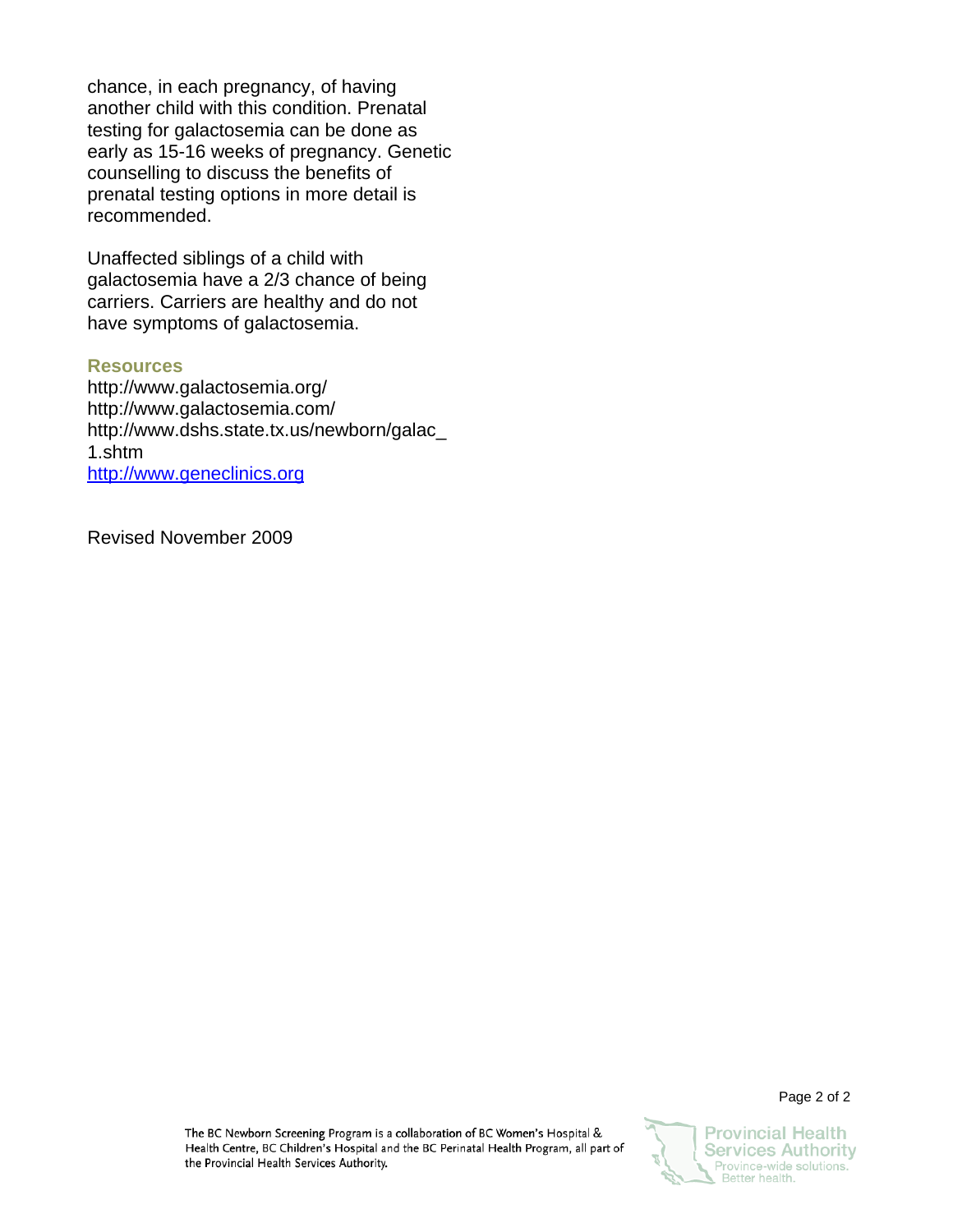chance, in each pregnancy, of having another child with this condition. Prenatal testing for galactosemia can be done as early as 15-16 weeks of pregnancy. Genetic counselling to discuss the benefits of prenatal testing options in more detail is recommended.

Unaffected siblings of a child with galactosemia have a 2/3 chance of being carriers. Carriers are healthy and do not have symptoms of galactosemia.

### Resources

http://www.galactosemia.org/
http://www.galactosemia.com/
http://www.dshs.state.tx.us/newborn/galac_1.shtm
[http://www.geneclinics.org](http://www.geneclinics.org)

Revised November 2009

The BC Newborn Screening Program is a collaboration of BC Women's Hospital & Health Centre, BC Children's Hospital and the BC Perinatal Health Program, all part of the Provincial Health Services Authority.

Provincial Health Services Authority
Province-wide solutions. Better health.